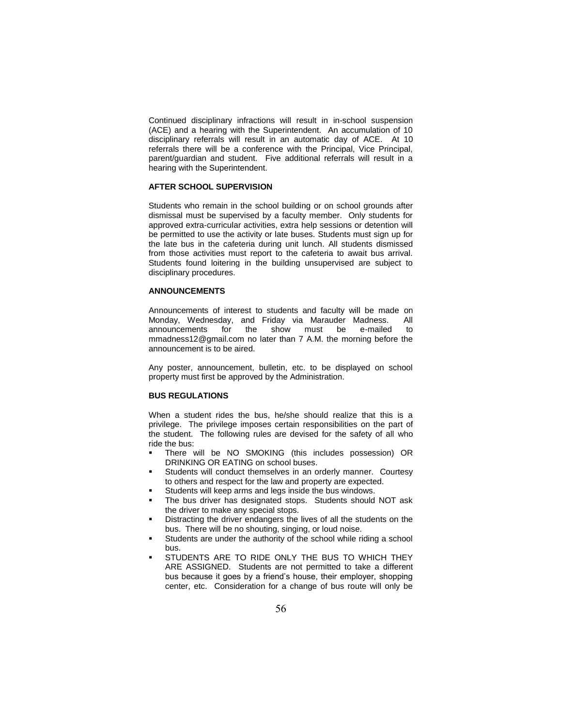Continued disciplinary infractions will result in in-school suspension (ACE) and a hearing with the Superintendent. An accumulation of 10 disciplinary referrals will result in an automatic day of ACE. At 10 referrals there will be a conference with the Principal, Vice Principal, parent/guardian and student. Five additional referrals will result in a hearing with the Superintendent.

**AFTER SCHOOL SUPERVISION**

Students who remain in the school building or on school grounds after dismissal must be supervised by a faculty member. Only students for approved extra-curricular activities, extra help sessions or detention will be permitted to use the activity or late buses. Students must sign up for the late bus in the cafeteria during unit lunch. All students dismissed from those activities must report to the cafeteria to await bus arrival. Students found loitering in the building unsupervised are subject to disciplinary procedures.

**ANNOUNCEMENTS**

Announcements of interest to students and faculty will be made on Monday, Wednesday, and Friday via Marauder Madness. All announcements for the show must be e-mailed to mmadness12@gmail.com no later than 7 A.M. the morning before the announcement is to be aired.

Any poster, announcement, bulletin, etc. to be displayed on school property must first be approved by the Administration.

**BUS REGULATIONS**

When a student rides the bus, he/she should realize that this is a privilege. The privilege imposes certain responsibilities on the part of the student. The following rules are devised for the safety of all who ride the bus:

- There will be NO SMOKING (this includes possession) OR DRINKING OR EATING on school buses.
- Students will conduct themselves in an orderly manner. Courtesy to others and respect for the law and property are expected.
- Students will keep arms and legs inside the bus windows.
- The bus driver has designated stops. Students should NOT ask the driver to make any special stops.
- Distracting the driver endangers the lives of all the students on the bus. There will be no shouting, singing, or loud noise.
- Students are under the authority of the school while riding a school bus.
- STUDENTS ARE TO RIDE ONLY THE BUS TO WHICH THEY ARE ASSIGNED. Students are not permitted to take a different bus because it goes by a friend's house, their employer, shopping center, etc. Consideration for a change of bus route will only be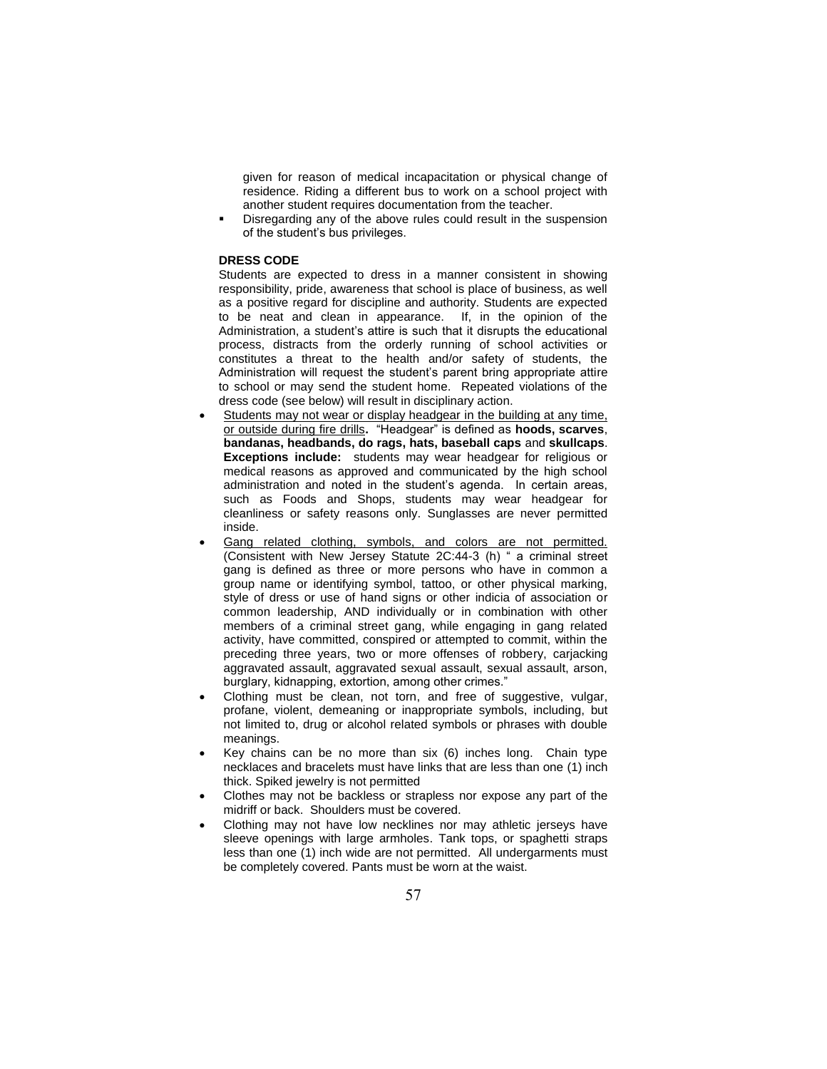given for reason of medical incapacitation or physical change of residence. Riding a different bus to work on a school project with another student requires documentation from the teacher.

- Disregarding any of the above rules could result in the suspension of the student's bus privileges.

**DRESS CODE**

Students are expected to dress in a manner consistent in showing responsibility, pride, awareness that school is place of business, as well as a positive regard for discipline and authority. Students are expected to be neat and clean in appearance. If, in the opinion of the Administration, a student's attire is such that it disrupts the educational process, distracts from the orderly running of school activities or constitutes a threat to the health and/or safety of students, the Administration will request the student's parent bring appropriate attire to school or may send the student home. Repeated violations of the dress code (see below) will result in disciplinary action.

- Students may not wear or display headgear in the building at any time, or outside during fire drills**.** "Headgear" is defined as **hoods, scarves**, **bandanas, headbands, do rags, hats, baseball caps** and **skullcaps**. **Exceptions include:** students may wear headgear for religious or medical reasons as approved and communicated by the high school administration and noted in the student's agenda. In certain areas, such as Foods and Shops, students may wear headgear for cleanliness or safety reasons only. Sunglasses are never permitted inside.
- Gang related clothing, symbols, and colors are not permitted. (Consistent with New Jersey Statute 2C:44-3 (h) " a criminal street gang is defined as three or more persons who have in common a group name or identifying symbol, tattoo, or other physical marking, style of dress or use of hand signs or other indicia of association or common leadership, AND individually or in combination with other members of a criminal street gang, while engaging in gang related activity, have committed, conspired or attempted to commit, within the preceding three years, two or more offenses of robbery, carjacking aggravated assault, aggravated sexual assault, sexual assault, arson, burglary, kidnapping, extortion, among other crimes."
- Clothing must be clean, not torn, and free of suggestive, vulgar, profane, violent, demeaning or inappropriate symbols, including, but not limited to, drug or alcohol related symbols or phrases with double meanings.
- Key chains can be no more than six (6) inches long. Chain type necklaces and bracelets must have links that are less than one (1) inch thick. Spiked jewelry is not permitted
- Clothes may not be backless or strapless nor expose any part of the midriff or back. Shoulders must be covered.
- Clothing may not have low necklines nor may athletic jerseys have sleeve openings with large armholes. Tank tops, or spaghetti straps less than one (1) inch wide are not permitted. All undergarments must be completely covered. Pants must be worn at the waist.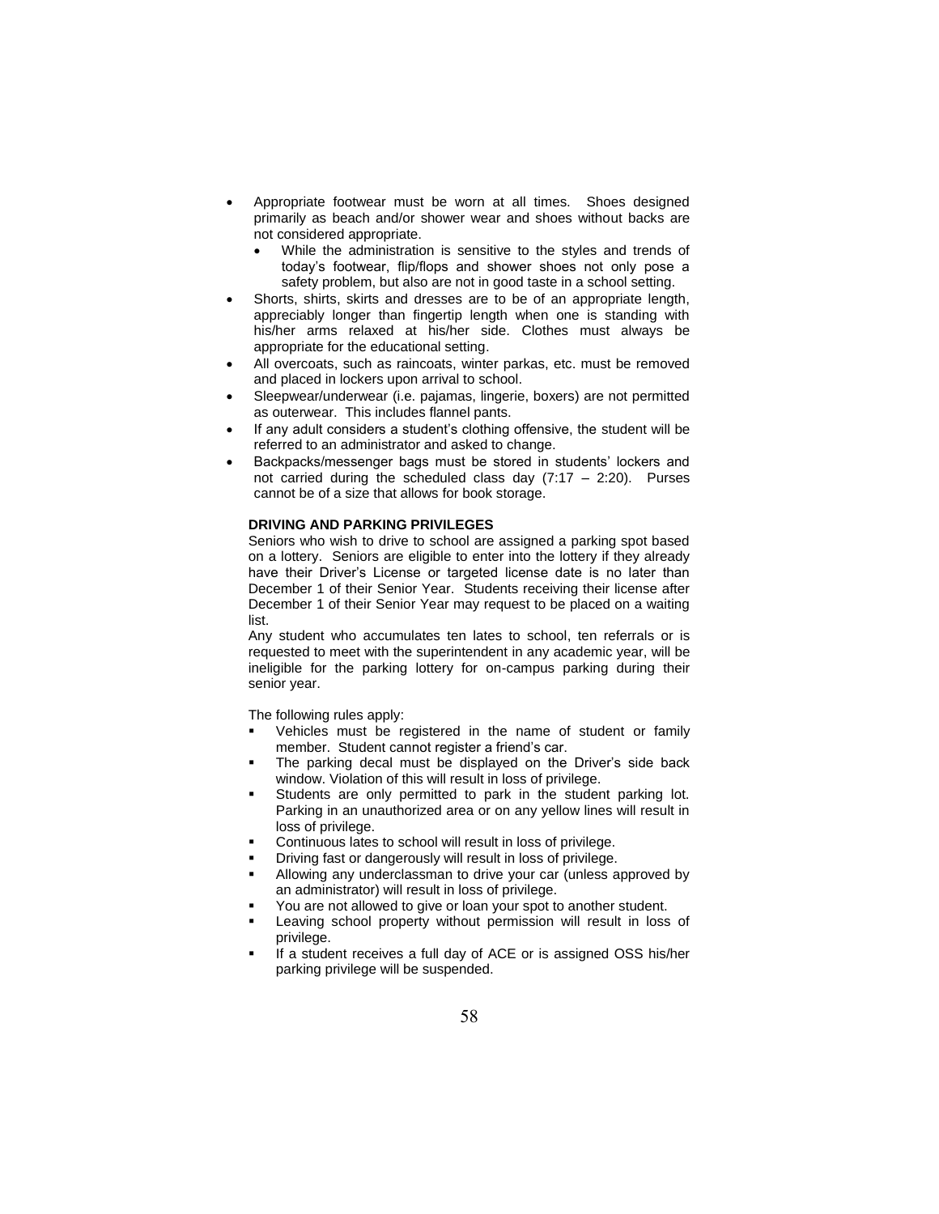- Appropriate footwear must be worn at all times. Shoes designed primarily as beach and/or shower wear and shoes without backs are not considered appropriate.
  - While the administration is sensitive to the styles and trends of today's footwear, flip/flops and shower shoes not only pose a safety problem, but also are not in good taste in a school setting.
- Shorts, shirts, skirts and dresses are to be of an appropriate length, appreciably longer than fingertip length when one is standing with his/her arms relaxed at his/her side. Clothes must always be appropriate for the educational setting.
- All overcoats, such as raincoats, winter parkas, etc. must be removed and placed in lockers upon arrival to school.
- Sleepwear/underwear (i.e. pajamas, lingerie, boxers) are not permitted as outerwear. This includes flannel pants.
- If any adult considers a student's clothing offensive, the student will be referred to an administrator and asked to change.
- Backpacks/messenger bags must be stored in students' lockers and not carried during the scheduled class day (7:17 – 2:20). Purses cannot be of a size that allows for book storage.

**DRIVING AND PARKING PRIVILEGES**

Seniors who wish to drive to school are assigned a parking spot based on a lottery. Seniors are eligible to enter into the lottery if they already have their Driver's License or targeted license date is no later than December 1 of their Senior Year. Students receiving their license after December 1 of their Senior Year may request to be placed on a waiting list.

Any student who accumulates ten lates to school, ten referrals or is requested to meet with the superintendent in any academic year, will be ineligible for the parking lottery for on-campus parking during their senior year.

The following rules apply:

- Vehicles must be registered in the name of student or family member. Student cannot register a friend's car.
- The parking decal must be displayed on the Driver's side back window. Violation of this will result in loss of privilege.
- Students are only permitted to park in the student parking lot. Parking in an unauthorized area or on any yellow lines will result in loss of privilege.
- Continuous lates to school will result in loss of privilege.
- Driving fast or dangerously will result in loss of privilege.
- Allowing any underclassman to drive your car (unless approved by an administrator) will result in loss of privilege.
- You are not allowed to give or loan your spot to another student.
- Leaving school property without permission will result in loss of privilege.
- If a student receives a full day of ACE or is assigned OSS his/her parking privilege will be suspended.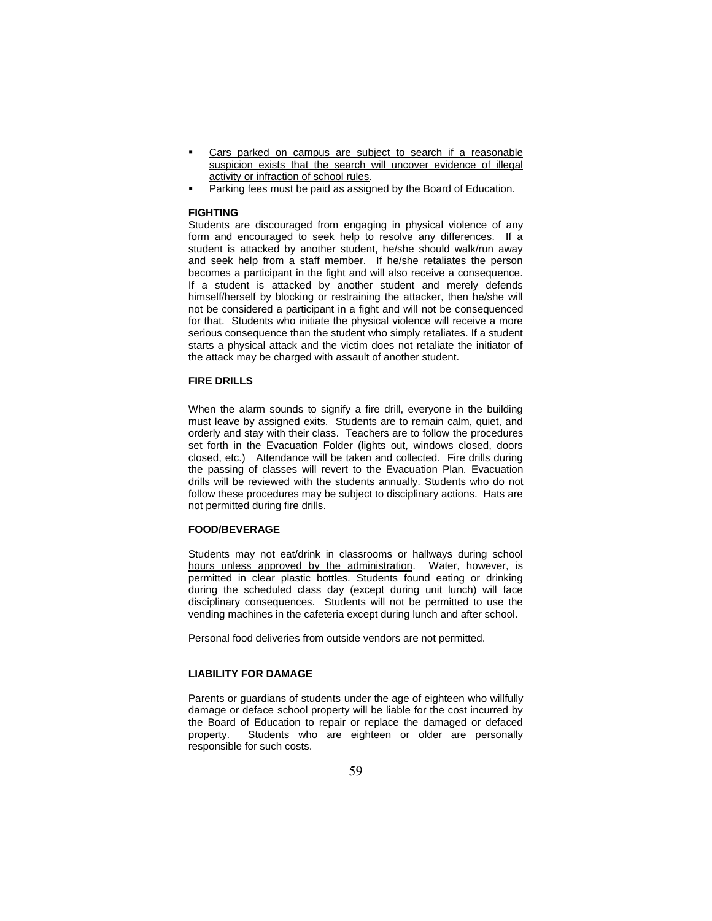- Cars parked on campus are subject to search if a reasonable suspicion exists that the search will uncover evidence of illegal activity or infraction of school rules.
- Parking fees must be paid as assigned by the Board of Education.

**FIGHTING**

Students are discouraged from engaging in physical violence of any form and encouraged to seek help to resolve any differences. If a student is attacked by another student, he/she should walk/run away and seek help from a staff member. If he/she retaliates the person becomes a participant in the fight and will also receive a consequence. If a student is attacked by another student and merely defends himself/herself by blocking or restraining the attacker, then he/she will not be considered a participant in a fight and will not be consequenced for that. Students who initiate the physical violence will receive a more serious consequence than the student who simply retaliates. If a student starts a physical attack and the victim does not retaliate the initiator of the attack may be charged with assault of another student.

**FIRE DRILLS**

When the alarm sounds to signify a fire drill, everyone in the building must leave by assigned exits. Students are to remain calm, quiet, and orderly and stay with their class. Teachers are to follow the procedures set forth in the Evacuation Folder (lights out, windows closed, doors closed, etc.) Attendance will be taken and collected. Fire drills during the passing of classes will revert to the Evacuation Plan. Evacuation drills will be reviewed with the students annually. Students who do not follow these procedures may be subject to disciplinary actions. Hats are not permitted during fire drills.

**FOOD/BEVERAGE**

Students may not eat/drink in classrooms or hallways during school hours unless approved by the administration. Water, however, is permitted in clear plastic bottles. Students found eating or drinking during the scheduled class day (except during unit lunch) will face disciplinary consequences. Students will not be permitted to use the vending machines in the cafeteria except during lunch and after school.

Personal food deliveries from outside vendors are not permitted.

**LIABILITY FOR DAMAGE**

Parents or guardians of students under the age of eighteen who willfully damage or deface school property will be liable for the cost incurred by the Board of Education to repair or replace the damaged or defaced property. Students who are eighteen or older are personally responsible for such costs.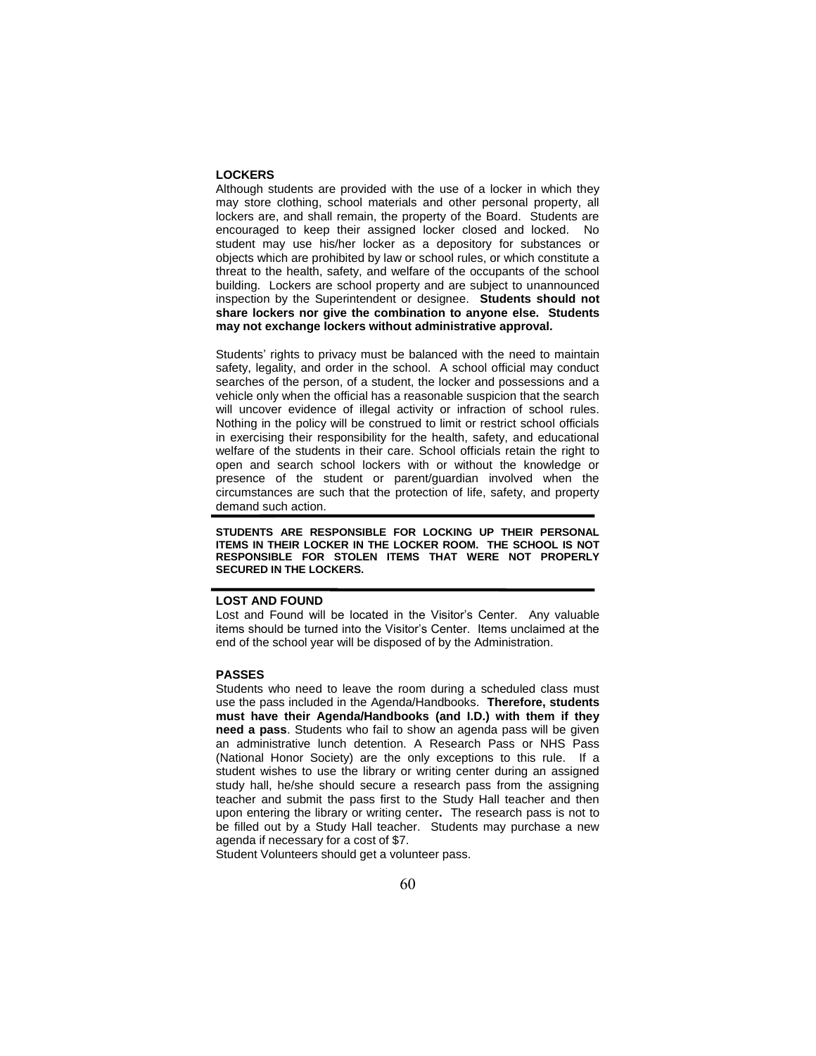## LOCKERS

Although students are provided with the use of a locker in which they may store clothing, school materials and other personal property, all lockers are, and shall remain, the property of the Board. Students are encouraged to keep their assigned locker closed and locked. No student may use his/her locker as a depository for substances or objects which are prohibited by law or school rules, or which constitute a threat to the health, safety, and welfare of the occupants of the school building. Lockers are school property and are subject to unannounced inspection by the Superintendent or designee. **Students should not share lockers nor give the combination to anyone else. Students may not exchange lockers without administrative approval.**

Students' rights to privacy must be balanced with the need to maintain safety, legality, and order in the school. A school official may conduct searches of the person, of a student, the locker and possessions and a vehicle only when the official has a reasonable suspicion that the search will uncover evidence of illegal activity or infraction of school rules. Nothing in the policy will be construed to limit or restrict school officials in exercising their responsibility for the health, safety, and educational welfare of the students in their care. School officials retain the right to open and search school lockers with or without the knowledge or presence of the student or parent/guardian involved when the circumstances are such that the protection of life, safety, and property demand such action.

---

**STUDENTS ARE RESPONSIBLE FOR LOCKING UP THEIR PERSONAL ITEMS IN THEIR LOCKER IN THE LOCKER ROOM. THE SCHOOL IS NOT RESPONSIBLE FOR STOLEN ITEMS THAT WERE NOT PROPERLY SECURED IN THE LOCKERS.**

---

## LOST AND FOUND

Lost and Found will be located in the Visitor's Center. Any valuable items should be turned into the Visitor's Center. Items unclaimed at the end of the school year will be disposed of by the Administration.

## PASSES

Students who need to leave the room during a scheduled class must use the pass included in the Agenda/Handbooks. **Therefore, students must have their Agenda/Handbooks (and I.D.) with them if they need a pass**. Students who fail to show an agenda pass will be given an administrative lunch detention. A Research Pass or NHS Pass (National Honor Society) are the only exceptions to this rule. If a student wishes to use the library or writing center during an assigned study hall, he/she should secure a research pass from the assigning teacher and submit the pass first to the Study Hall teacher and then upon entering the library or writing center**.** The research pass is not to be filled out by a Study Hall teacher. Students may purchase a new agenda if necessary for a cost of $7.

Student Volunteers should get a volunteer pass.